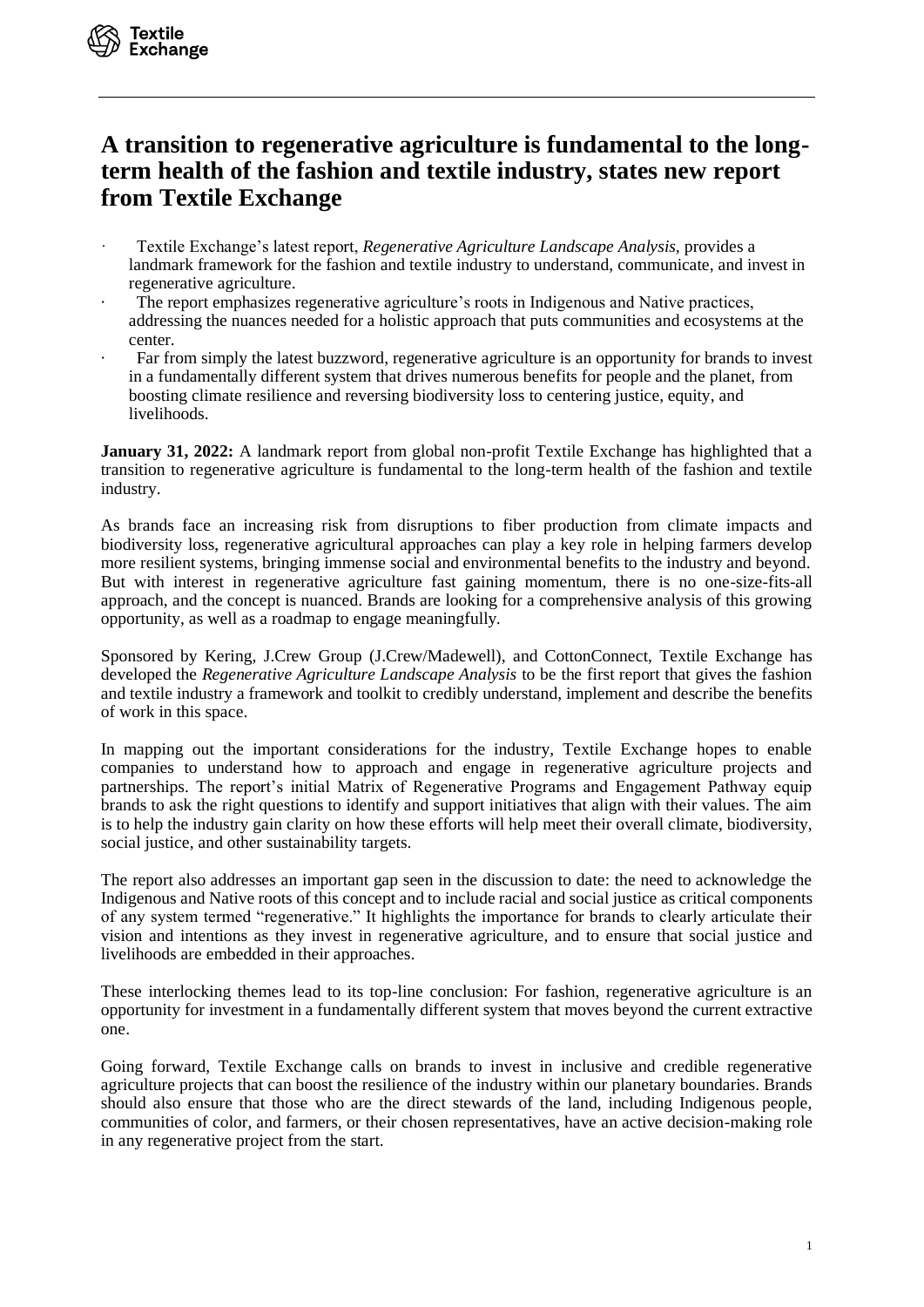# A transition to regenerative agriculture is fundamental to the long-term health of the fashion and textile industry, states new report from Textile Exchange

- Textile Exchange's latest report, *Regenerative Agriculture Landscape Analysis,* provides a landmark framework for the fashion and textile industry to understand, communicate, and invest in regenerative agriculture.
- The report emphasizes regenerative agriculture's roots in Indigenous and Native practices, addressing the nuances needed for a holistic approach that puts communities and ecosystems at the center.
- Far from simply the latest buzzword, regenerative agriculture is an opportunity for brands to invest in a fundamentally different system that drives numerous benefits for people and the planet, from boosting climate resilience and reversing biodiversity loss to centering justice, equity, and livelihoods.

**January 31, 2022:** A landmark report from global non-profit Textile Exchange has highlighted that a transition to regenerative agriculture is fundamental to the long-term health of the fashion and textile industry.

As brands face an increasing risk from disruptions to fiber production from climate impacts and biodiversity loss, regenerative agricultural approaches can play a key role in helping farmers develop more resilient systems, bringing immense social and environmental benefits to the industry and beyond. But with interest in regenerative agriculture fast gaining momentum, there is no one-size-fits-all approach, and the concept is nuanced. Brands are looking for a comprehensive analysis of this growing opportunity, as well as a roadmap to engage meaningfully.

Sponsored by Kering, J.Crew Group (J.Crew/Madewell), and CottonConnect, Textile Exchange has developed the *Regenerative Agriculture Landscape Analysis* to be the first report that gives the fashion and textile industry a framework and toolkit to credibly understand, implement and describe the benefits of work in this space.

In mapping out the important considerations for the industry, Textile Exchange hopes to enable companies to understand how to approach and engage in regenerative agriculture projects and partnerships. The report's initial Matrix of Regenerative Programs and Engagement Pathway equip brands to ask the right questions to identify and support initiatives that align with their values. The aim is to help the industry gain clarity on how these efforts will help meet their overall climate, biodiversity, social justice, and other sustainability targets.

The report also addresses an important gap seen in the discussion to date: the need to acknowledge the Indigenous and Native roots of this concept and to include racial and social justice as critical components of any system termed "regenerative." It highlights the importance for brands to clearly articulate their vision and intentions as they invest in regenerative agriculture, and to ensure that social justice and livelihoods are embedded in their approaches.

These interlocking themes lead to its top-line conclusion: For fashion, regenerative agriculture is an opportunity for investment in a fundamentally different system that moves beyond the current extractive one.

Going forward, Textile Exchange calls on brands to invest in inclusive and credible regenerative agriculture projects that can boost the resilience of the industry within our planetary boundaries. Brands should also ensure that those who are the direct stewards of the land, including Indigenous people, communities of color, and farmers, or their chosen representatives, have an active decision-making role in any regenerative project from the start.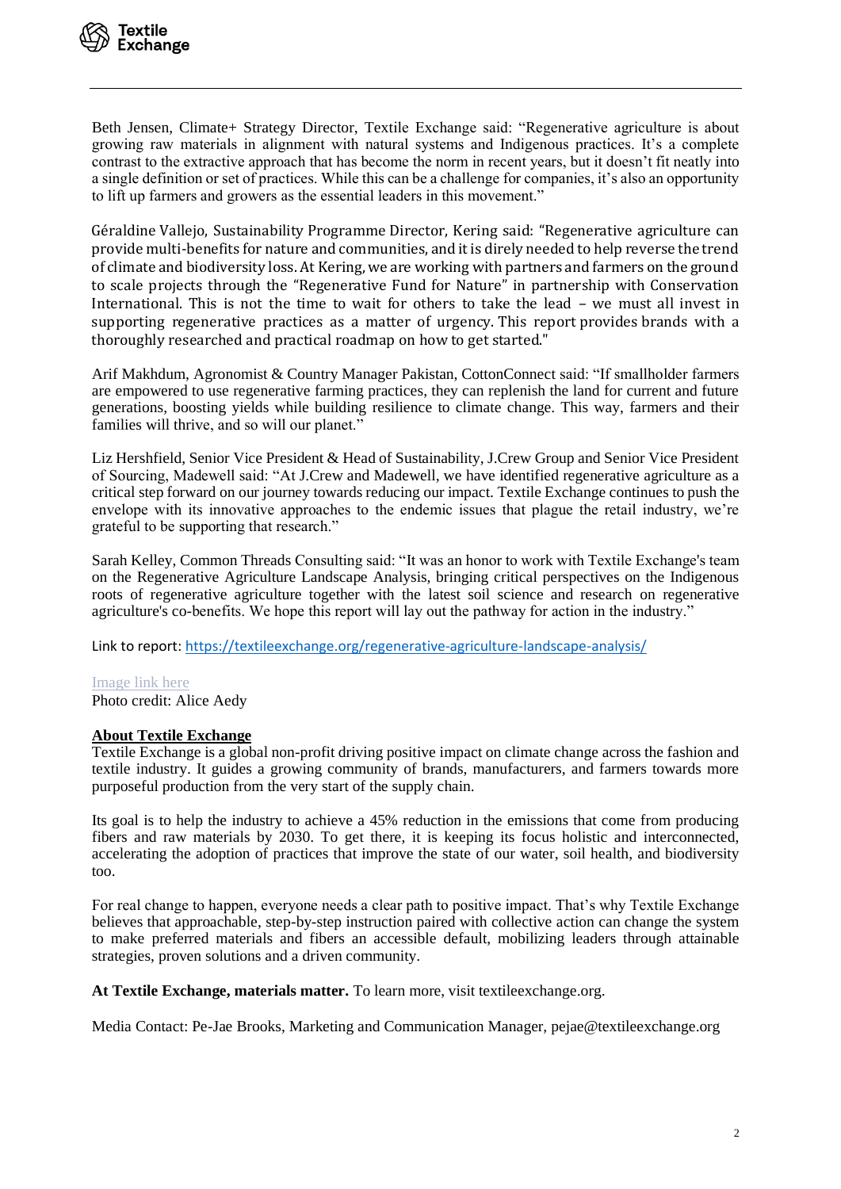Beth Jensen, Climate+ Strategy Director, Textile Exchange said: "Regenerative agriculture is about growing raw materials in alignment with natural systems and Indigenous practices. It's a complete contrast to the extractive approach that has become the norm in recent years, but it doesn't fit neatly into a single definition or set of practices. While this can be a challenge for companies, it's also an opportunity to lift up farmers and growers as the essential leaders in this movement."

Géraldine Vallejo, Sustainability Programme Director, Kering said: "Regenerative agriculture can provide multi-benefits for nature and communities, and it is direly needed to help reverse the trend of climate and biodiversity loss. At Kering, we are working with partners and farmers on the ground to scale projects through the "Regenerative Fund for Nature" in partnership with Conservation International. This is not the time to wait for others to take the lead – we must all invest in supporting regenerative practices as a matter of urgency. This report provides brands with a thoroughly researched and practical roadmap on how to get started."

Arif Makhdum, Agronomist & Country Manager Pakistan, CottonConnect said: "If smallholder farmers are empowered to use regenerative farming practices, they can replenish the land for current and future generations, boosting yields while building resilience to climate change. This way, farmers and their families will thrive, and so will our planet."

Liz Hershfield, Senior Vice President & Head of Sustainability, J.Crew Group and Senior Vice President of Sourcing, Madewell said: "At J.Crew and Madewell, we have identified regenerative agriculture as a critical step forward on our journey towards reducing our impact. Textile Exchange continues to push the envelope with its innovative approaches to the endemic issues that plague the retail industry, we're grateful to be supporting that research."

Sarah Kelley, Common Threads Consulting said: "It was an honor to work with Textile Exchange's team on the Regenerative Agriculture Landscape Analysis, bringing critical perspectives on the Indigenous roots of regenerative agriculture together with the latest soil science and research on regenerative agriculture's co-benefits. We hope this report will lay out the pathway for action in the industry."

Link to report: https://textileexchange.org/regenerative-agriculture-landscape-analysis/

Image link here
Photo credit: Alice Aedy

**About Textile Exchange**

Textile Exchange is a global non-profit driving positive impact on climate change across the fashion and textile industry. It guides a growing community of brands, manufacturers, and farmers towards more purposeful production from the very start of the supply chain.

Its goal is to help the industry to achieve a 45% reduction in the emissions that come from producing fibers and raw materials by 2030. To get there, it is keeping its focus holistic and interconnected, accelerating the adoption of practices that improve the state of our water, soil health, and biodiversity too.

For real change to happen, everyone needs a clear path to positive impact. That's why Textile Exchange believes that approachable, step-by-step instruction paired with collective action can change the system to make preferred materials and fibers an accessible default, mobilizing leaders through attainable strategies, proven solutions and a driven community.

**At Textile Exchange, materials matter.** To learn more, visit textileexchange.org.

Media Contact: Pe-Jae Brooks, Marketing and Communication Manager, pejae@textileexchange.org